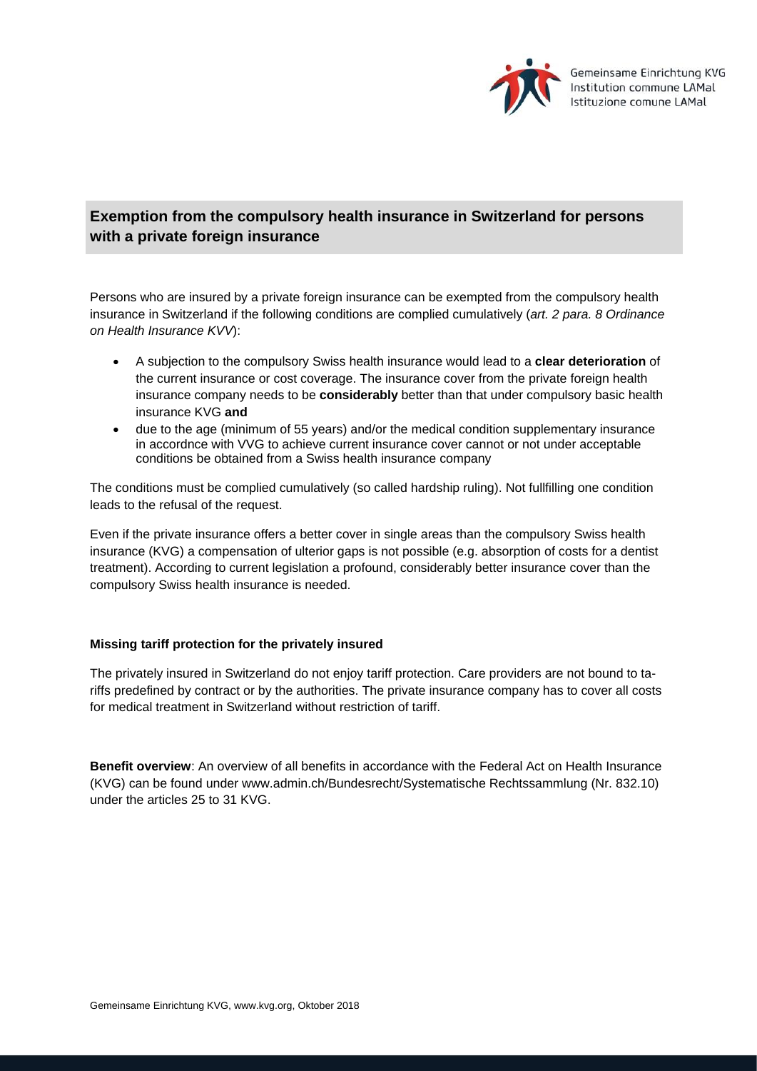Gemeinsame Einrichtung KVG
Institution commune LAMal
Istituzione comune LAMal

## Exemption from the compulsory health insurance in Switzerland for persons with a private foreign insurance

Persons who are insured by a private foreign insurance can be exempted from the compulsory health insurance in Switzerland if the following conditions are complied cumulatively (*art. 2 para. 8 Ordinance on Health Insurance KVV*):

- A subjection to the compulsory Swiss health insurance would lead to a **clear deterioration** of the current insurance or cost coverage. The insurance cover from the private foreign health insurance company needs to be **considerably** better than that under compulsory basic health insurance KVG **and**
- due to the age (minimum of 55 years) and/or the medical condition supplementary insurance in accordnce with VVG to achieve current insurance cover cannot or not under acceptable conditions be obtained from a Swiss health insurance company

The conditions must be complied cumulatively (so called hardship ruling). Not fullfilling one condition leads to the refusal of the request.

Even if the private insurance offers a better cover in single areas than the compulsory Swiss health insurance (KVG) a compensation of ulterior gaps is not possible (e.g. absorption of costs for a dentist treatment). According to current legislation a profound, considerably better insurance cover than the compulsory Swiss health insurance is needed.

**Missing tariff protection for the privately insured**

The privately insured in Switzerland do not enjoy tariff protection. Care providers are not bound to tariffs predefined by contract or by the authorities. The private insurance company has to cover all costs for medical treatment in Switzerland without restriction of tariff.

**Benefit overview**: An overview of all benefits in accordance with the Federal Act on Health Insurance (KVG) can be found under www.admin.ch/Bundesrecht/Systematische Rechtssammlung (Nr. 832.10) under the articles 25 to 31 KVG.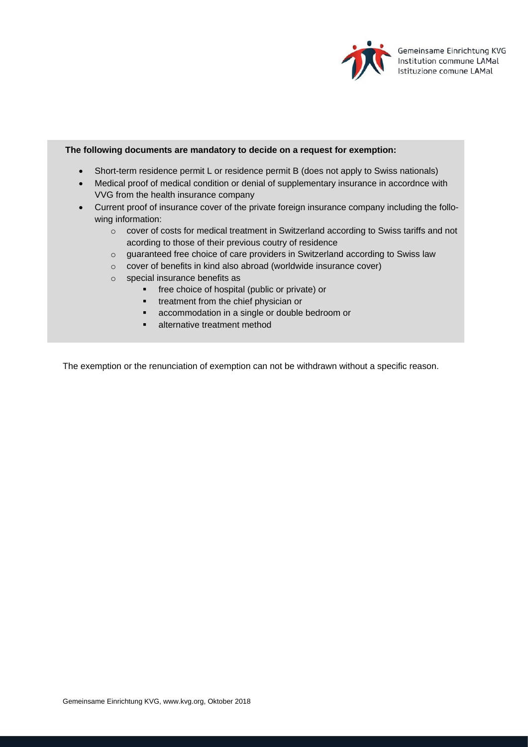**The following documents are mandatory to decide on a request for exemption:**

- Short-term residence permit L or residence permit B (does not apply to Swiss nationals)
- Medical proof of medical condition or denial of supplementary insurance in accordnce with VVG from the health insurance company
- Current proof of insurance cover of the private foreign insurance company including the following information:
  - cover of costs for medical treatment in Switzerland according to Swiss tariffs and not acording to those of their previous coutry of residence
  - guaranteed free choice of care providers in Switzerland according to Swiss law
  - cover of benefits in kind also abroad (worldwide insurance cover)
  - special insurance benefits as
    - free choice of hospital (public or private) or
    - treatment from the chief physician or
    - accommodation in a single or double bedroom or
    - alternative treatment method

The exemption or the renunciation of exemption can not be withdrawn without a specific reason.

Gemeinsame Einrichtung KVG, www.kvg.org, Oktober 2018